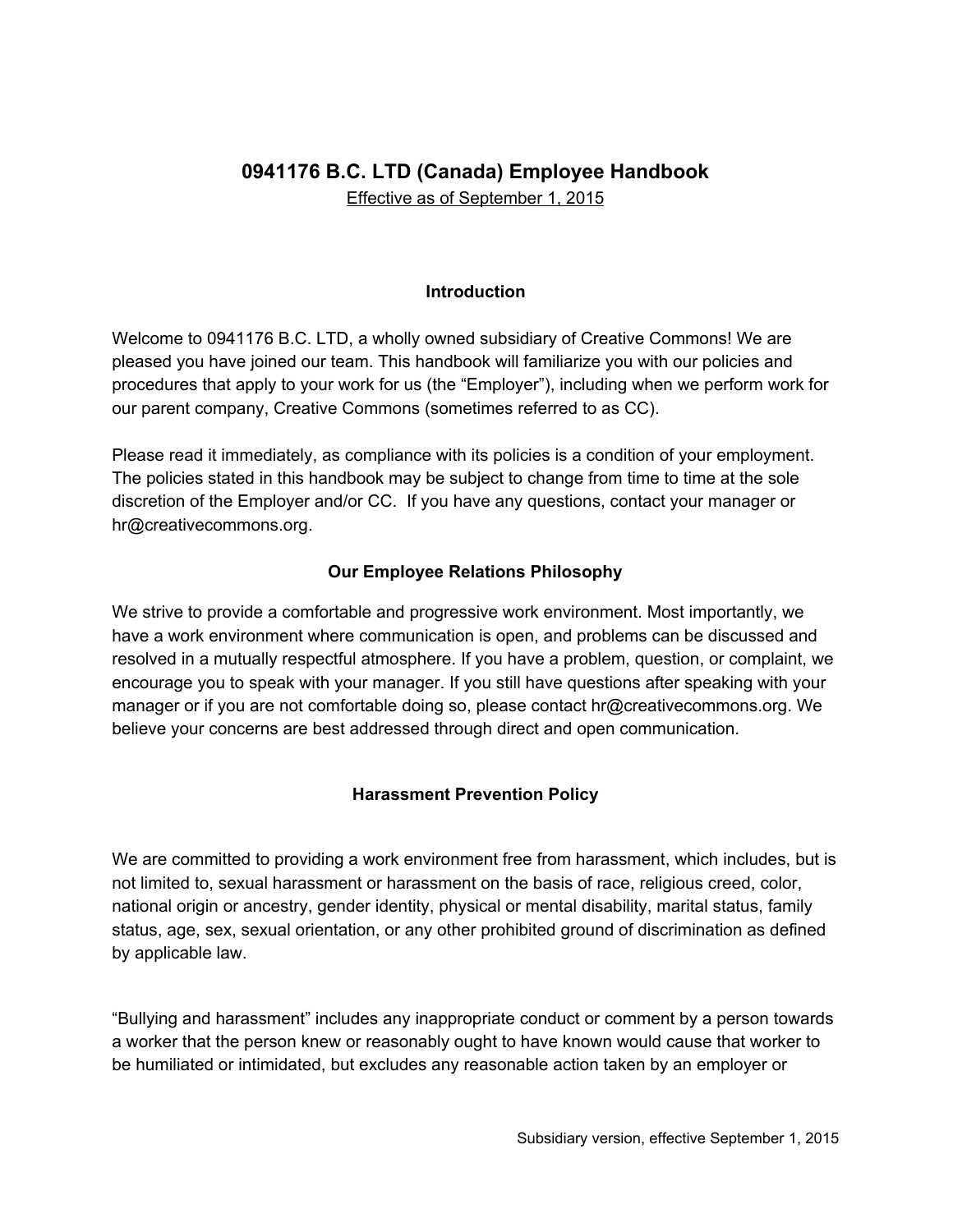# 0941176 B.C. LTD (Canada) Employee Handbook

Effective as of September 1, 2015

## Introduction

Welcome to 0941176 B.C. LTD, a wholly owned subsidiary of Creative Commons! We are pleased you have joined our team. This handbook will familiarize you with our policies and procedures that apply to your work for us (the "Employer"), including when we perform work for our parent company, Creative Commons (sometimes referred to as CC).

Please read it immediately, as compliance with its policies is a condition of your employment. The policies stated in this handbook may be subject to change from time to time at the sole discretion of the Employer and/or CC. If you have any questions, contact your manager or hr@creativecommons.org.

## Our Employee Relations Philosophy

We strive to provide a comfortable and progressive work environment. Most importantly, we have a work environment where communication is open, and problems can be discussed and resolved in a mutually respectful atmosphere. If you have a problem, question, or complaint, we encourage you to speak with your manager. If you still have questions after speaking with your manager or if you are not comfortable doing so, please contact hr@creativecommons.org. We believe your concerns are best addressed through direct and open communication.

## Harassment Prevention Policy

We are committed to providing a work environment free from harassment, which includes, but is not limited to, sexual harassment or harassment on the basis of race, religious creed, color, national origin or ancestry, gender identity, physical or mental disability, marital status, family status, age, sex, sexual orientation, or any other prohibited ground of discrimination as defined by applicable law.

"Bullying and harassment" includes any inappropriate conduct or comment by a person towards a worker that the person knew or reasonably ought to have known would cause that worker to be humiliated or intimidated, but excludes any reasonable action taken by an employer or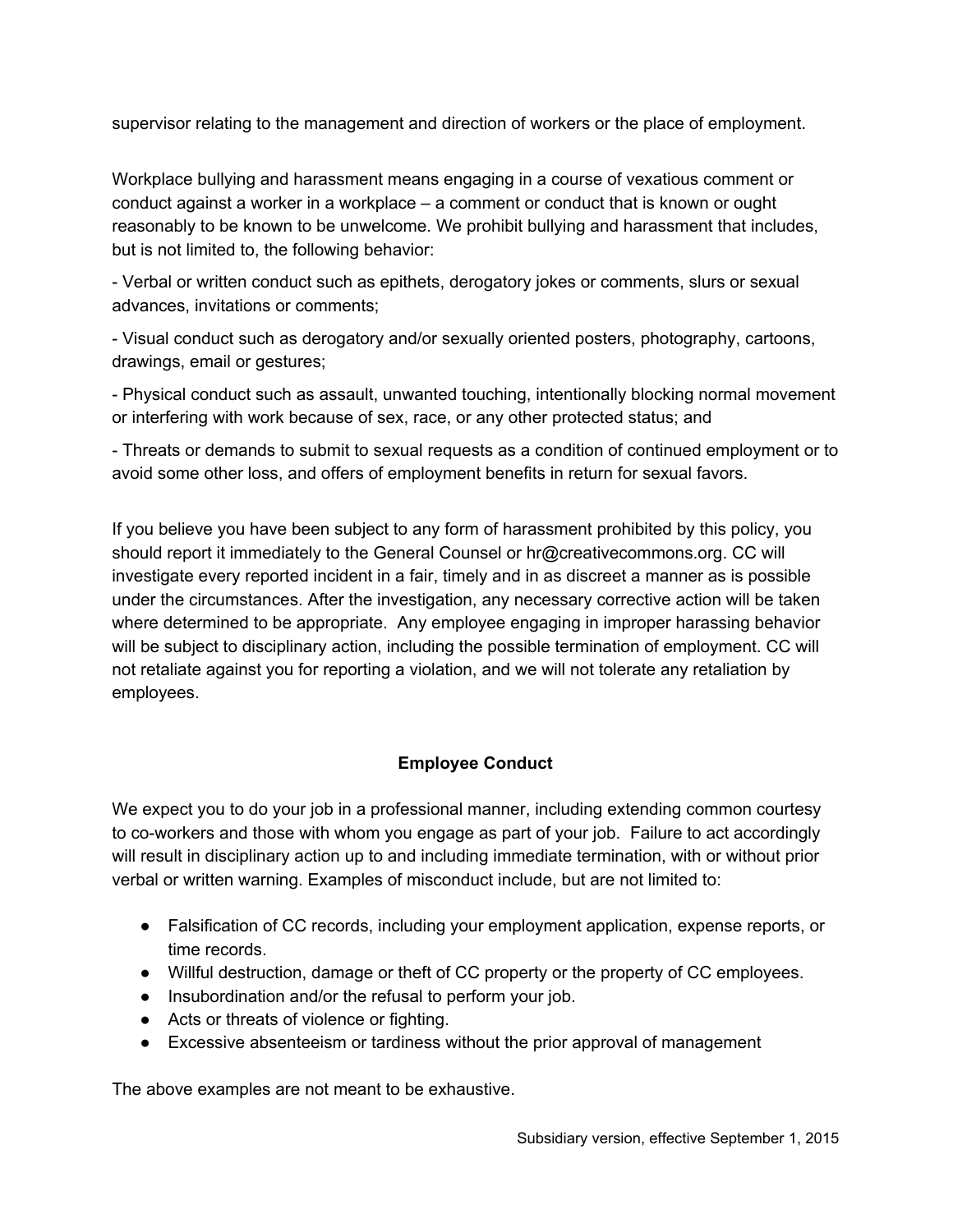supervisor relating to the management and direction of workers or the place of employment.

Workplace bullying and harassment means engaging in a course of vexatious comment or conduct against a worker in a workplace – a comment or conduct that is known or ought reasonably to be known to be unwelcome. We prohibit bullying and harassment that includes, but is not limited to, the following behavior:

- Verbal or written conduct such as epithets, derogatory jokes or comments, slurs or sexual advances, invitations or comments;

- Visual conduct such as derogatory and/or sexually oriented posters, photography, cartoons, drawings, email or gestures;

- Physical conduct such as assault, unwanted touching, intentionally blocking normal movement or interfering with work because of sex, race, or any other protected status; and

- Threats or demands to submit to sexual requests as a condition of continued employment or to avoid some other loss, and offers of employment benefits in return for sexual favors.

If you believe you have been subject to any form of harassment prohibited by this policy, you should report it immediately to the General Counsel or hr@creativecommons.org. CC will investigate every reported incident in a fair, timely and in as discreet a manner as is possible under the circumstances. After the investigation, any necessary corrective action will be taken where determined to be appropriate. Any employee engaging in improper harassing behavior will be subject to disciplinary action, including the possible termination of employment. CC will not retaliate against you for reporting a violation, and we will not tolerate any retaliation by employees.

## Employee Conduct

We expect you to do your job in a professional manner, including extending common courtesy to co-workers and those with whom you engage as part of your job. Failure to act accordingly will result in disciplinary action up to and including immediate termination, with or without prior verbal or written warning. Examples of misconduct include, but are not limited to:

- Falsification of CC records, including your employment application, expense reports, or time records.
- Willful destruction, damage or theft of CC property or the property of CC employees.
- Insubordination and/or the refusal to perform your job.
- Acts or threats of violence or fighting.
- Excessive absenteeism or tardiness without the prior approval of management

The above examples are not meant to be exhaustive.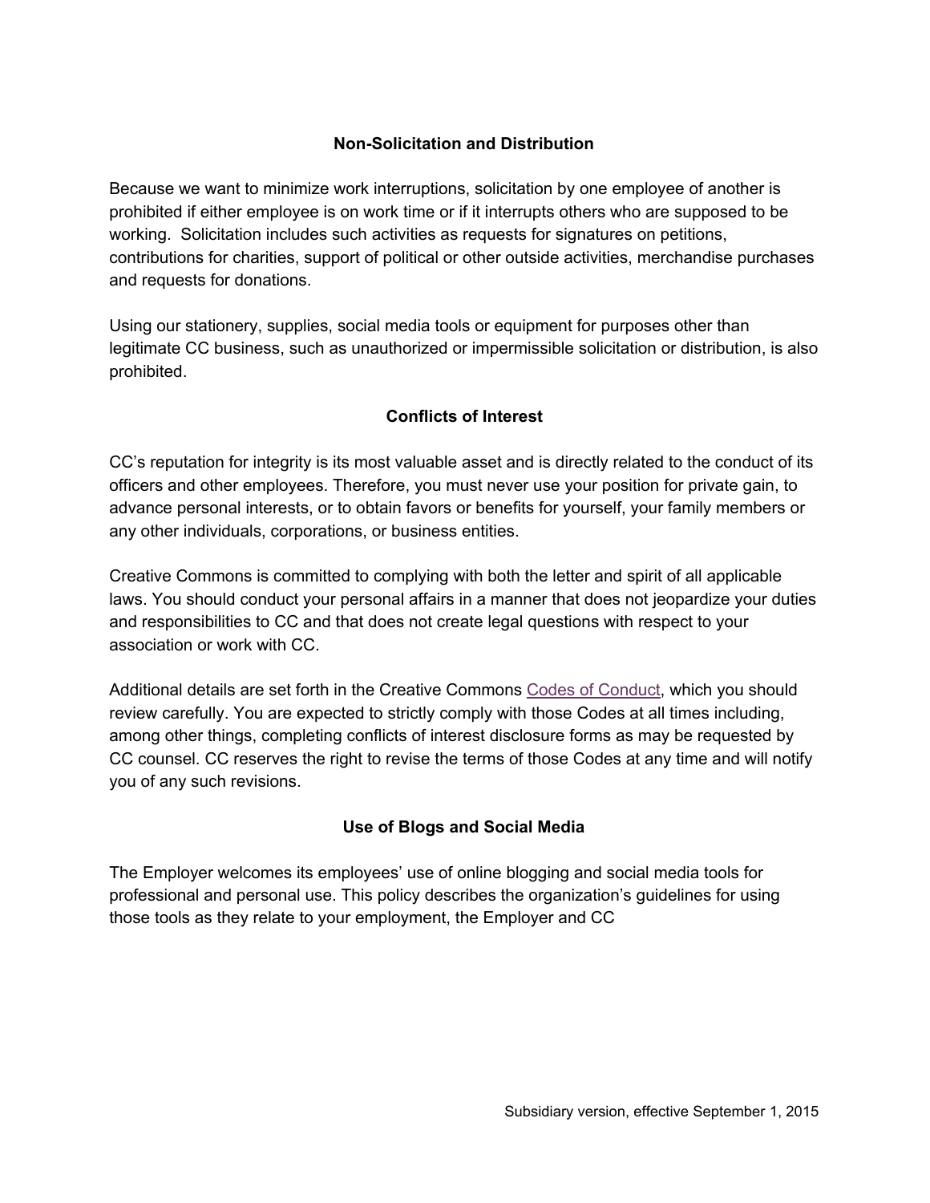## Non-Solicitation and Distribution

Because we want to minimize work interruptions, solicitation by one employee of another is prohibited if either employee is on work time or if it interrupts others who are supposed to be working. Solicitation includes such activities as requests for signatures on petitions, contributions for charities, support of political or other outside activities, merchandise purchases and requests for donations.

Using our stationery, supplies, social media tools or equipment for purposes other than legitimate CC business, such as unauthorized or impermissible solicitation or distribution, is also prohibited.

## Conflicts of Interest

CC's reputation for integrity is its most valuable asset and is directly related to the conduct of its officers and other employees. Therefore, you must never use your position for private gain, to advance personal interests, or to obtain favors or benefits for yourself, your family members or any other individuals, corporations, or business entities.

Creative Commons is committed to complying with both the letter and spirit of all applicable laws. You should conduct your personal affairs in a manner that does not jeopardize your duties and responsibilities to CC and that does not create legal questions with respect to your association or work with CC.

Additional details are set forth in the Creative Commons Codes of Conduct, which you should review carefully. You are expected to strictly comply with those Codes at all times including, among other things, completing conflicts of interest disclosure forms as may be requested by CC counsel. CC reserves the right to revise the terms of those Codes at any time and will notify you of any such revisions.

## Use of Blogs and Social Media

The Employer welcomes its employees' use of online blogging and social media tools for professional and personal use. This policy describes the organization's guidelines for using those tools as they relate to your employment, the Employer and CC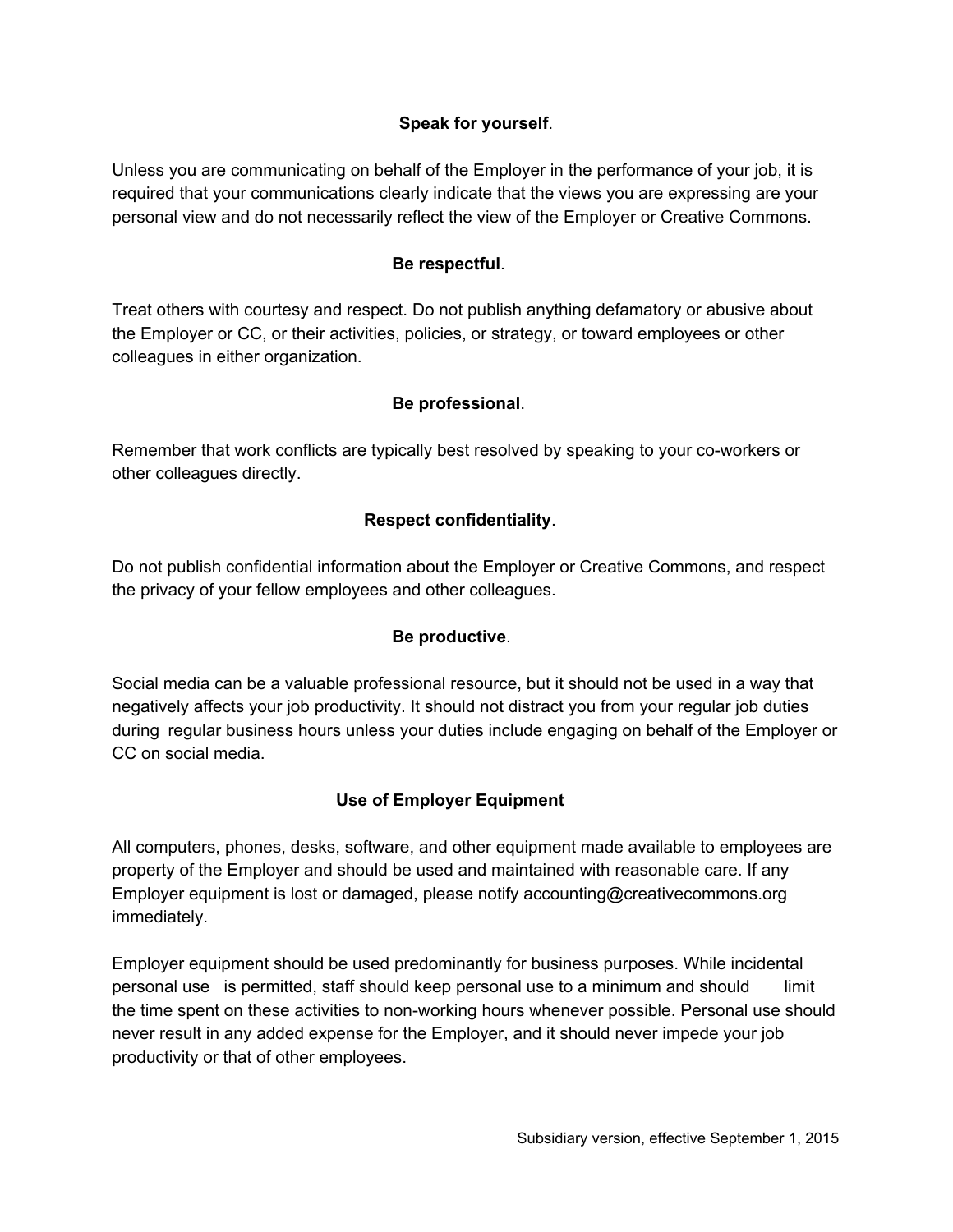**Speak for yourself**.

Unless you are communicating on behalf of the Employer in the performance of your job, it is required that your communications clearly indicate that the views you are expressing are your personal view and do not necessarily reflect the view of the Employer or Creative Commons.

**Be respectful**.

Treat others with courtesy and respect. Do not publish anything defamatory or abusive about the Employer or CC, or their activities, policies, or strategy, or toward employees or other colleagues in either organization.

**Be professional**.

Remember that work conflicts are typically best resolved by speaking to your co-workers or other colleagues directly.

**Respect confidentiality**.

Do not publish confidential information about the Employer or Creative Commons, and respect the privacy of your fellow employees and other colleagues.

**Be productive**.

Social media can be a valuable professional resource, but it should not be used in a way that negatively affects your job productivity. It should not distract you from your regular job duties during regular business hours unless your duties include engaging on behalf of the Employer or CC on social media.

**Use of Employer Equipment**

All computers, phones, desks, software, and other equipment made available to employees are property of the Employer and should be used and maintained with reasonable care. If any Employer equipment is lost or damaged, please notify accounting@creativecommons.org immediately.

Employer equipment should be used predominantly for business purposes. While incidental personal use is permitted, staff should keep personal use to a minimum and should limit the time spent on these activities to non-working hours whenever possible. Personal use should never result in any added expense for the Employer, and it should never impede your job productivity or that of other employees.

Subsidiary version, effective September 1, 2015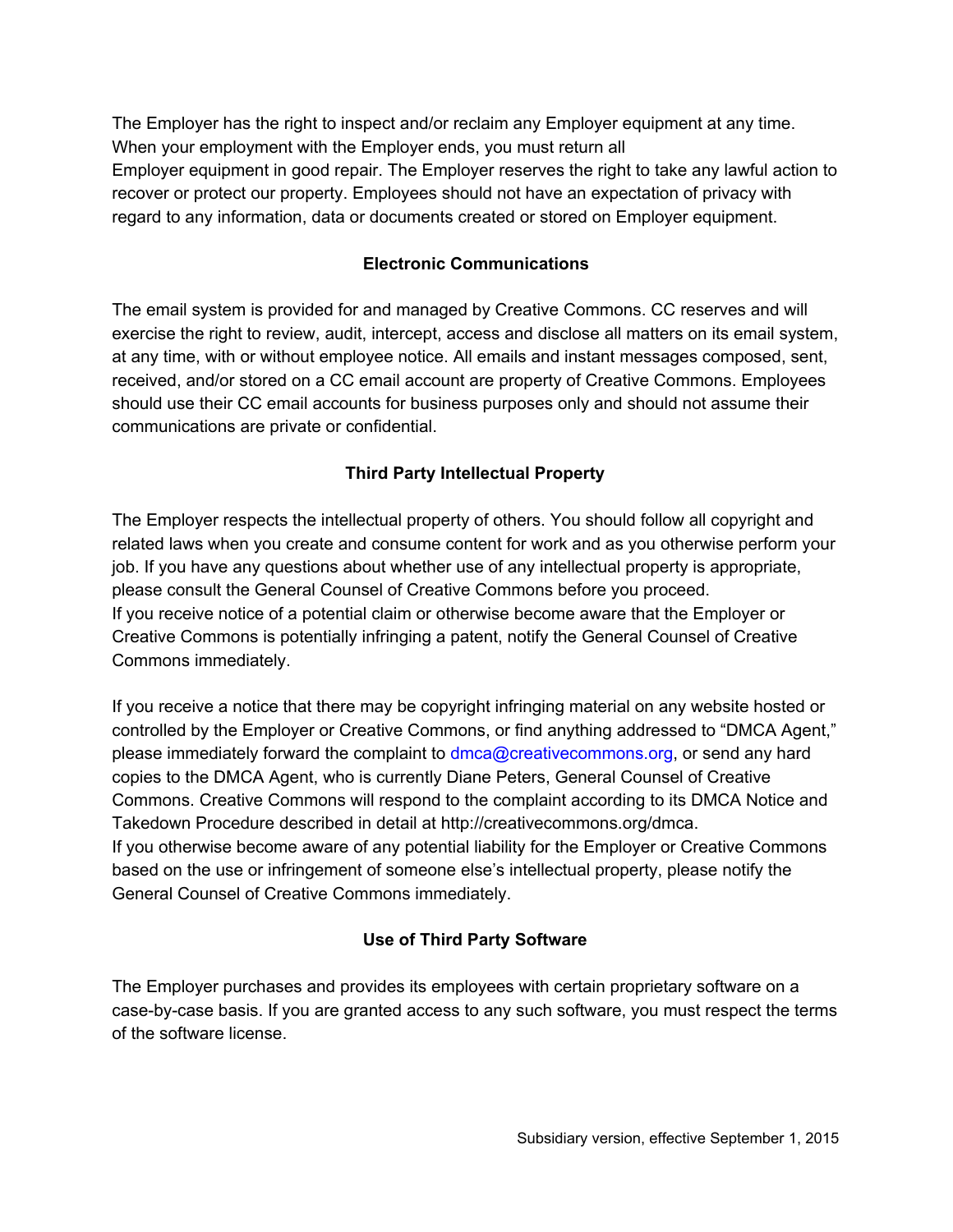The Employer has the right to inspect and/or reclaim any Employer equipment at any time. When your employment with the Employer ends, you must return all Employer equipment in good repair. The Employer reserves the right to take any lawful action to recover or protect our property. Employees should not have an expectation of privacy with regard to any information, data or documents created or stored on Employer equipment.

**Electronic Communications**

The email system is provided for and managed by Creative Commons. CC reserves and will exercise the right to review, audit, intercept, access and disclose all matters on its email system, at any time, with or without employee notice. All emails and instant messages composed, sent, received, and/or stored on a CC email account are property of Creative Commons. Employees should use their CC email accounts for business purposes only and should not assume their communications are private or confidential.

**Third Party Intellectual Property**

The Employer respects the intellectual property of others. You should follow all copyright and related laws when you create and consume content for work and as you otherwise perform your job. If you have any questions about whether use of any intellectual property is appropriate, please consult the General Counsel of Creative Commons before you proceed.
If you receive notice of a potential claim or otherwise become aware that the Employer or Creative Commons is potentially infringing a patent, notify the General Counsel of Creative Commons immediately.

If you receive a notice that there may be copyright infringing material on any website hosted or controlled by the Employer or Creative Commons, or find anything addressed to "DMCA Agent," please immediately forward the complaint to dmca@creativecommons.org, or send any hard copies to the DMCA Agent, who is currently Diane Peters, General Counsel of Creative Commons. Creative Commons will respond to the complaint according to its DMCA Notice and Takedown Procedure described in detail at http://creativecommons.org/dmca.
If you otherwise become aware of any potential liability for the Employer or Creative Commons based on the use or infringement of someone else's intellectual property, please notify the General Counsel of Creative Commons immediately.

**Use of Third Party Software**

The Employer purchases and provides its employees with certain proprietary software on a case-by-case basis. If you are granted access to any such software, you must respect the terms of the software license.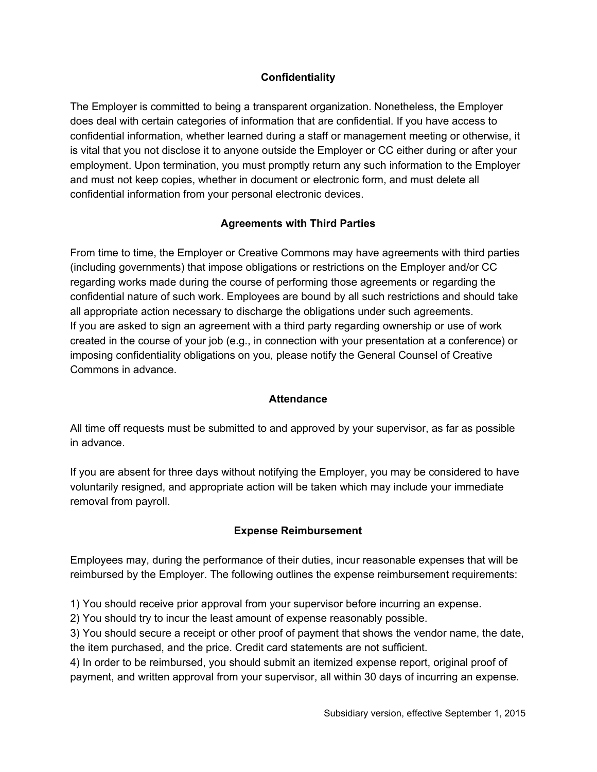## Confidentiality

The Employer is committed to being a transparent organization. Nonetheless, the Employer does deal with certain categories of information that are confidential. If you have access to confidential information, whether learned during a staff or management meeting or otherwise, it is vital that you not disclose it to anyone outside the Employer or CC either during or after your employment. Upon termination, you must promptly return any such information to the Employer and must not keep copies, whether in document or electronic form, and must delete all confidential information from your personal electronic devices.

## Agreements with Third Parties

From time to time, the Employer or Creative Commons may have agreements with third parties (including governments) that impose obligations or restrictions on the Employer and/or CC regarding works made during the course of performing those agreements or regarding the confidential nature of such work. Employees are bound by all such restrictions and should take all appropriate action necessary to discharge the obligations under such agreements.
If you are asked to sign an agreement with a third party regarding ownership or use of work created in the course of your job (e.g., in connection with your presentation at a conference) or imposing confidentiality obligations on you, please notify the General Counsel of Creative Commons in advance.

## Attendance

All time off requests must be submitted to and approved by your supervisor, as far as possible in advance.

If you are absent for three days without notifying the Employer, you may be considered to have voluntarily resigned, and appropriate action will be taken which may include your immediate removal from payroll.

## Expense Reimbursement

Employees may, during the performance of their duties, incur reasonable expenses that will be reimbursed by the Employer. The following outlines the expense reimbursement requirements:

1) You should receive prior approval from your supervisor before incurring an expense.
2) You should try to incur the least amount of expense reasonably possible.
3) You should secure a receipt or other proof of payment that shows the vendor name, the date, the item purchased, and the price. Credit card statements are not sufficient.
4) In order to be reimbursed, you should submit an itemized expense report, original proof of payment, and written approval from your supervisor, all within 30 days of incurring an expense.

Subsidiary version, effective September 1, 2015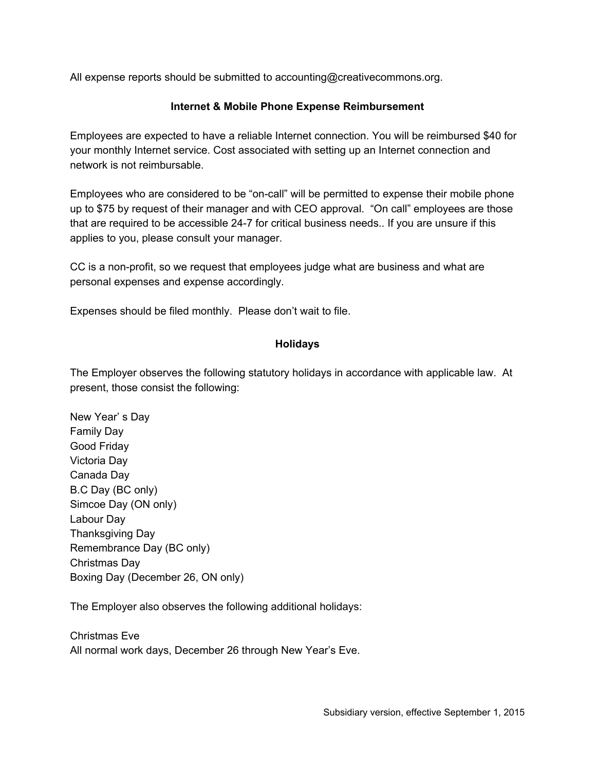All expense reports should be submitted to accounting@creativecommons.org.

## Internet & Mobile Phone Expense Reimbursement

Employees are expected to have a reliable Internet connection. You will be reimbursed $40 for your monthly Internet service. Cost associated with setting up an Internet connection and network is not reimbursable.

Employees who are considered to be "on-call" will be permitted to expense their mobile phone up to $75 by request of their manager and with CEO approval. "On call" employees are those that are required to be accessible 24-7 for critical business needs.. If you are unsure if this applies to you, please consult your manager.

CC is a non-profit, so we request that employees judge what are business and what are personal expenses and expense accordingly.

Expenses should be filed monthly. Please don't wait to file.

## Holidays

The Employer observes the following statutory holidays in accordance with applicable law. At present, those consist the following:

New Year' s Day
Family Day
Good Friday
Victoria Day
Canada Day
B.C Day (BC only)
Simcoe Day (ON only)
Labour Day
Thanksgiving Day
Remembrance Day (BC only)
Christmas Day
Boxing Day (December 26, ON only)

The Employer also observes the following additional holidays:

Christmas Eve
All normal work days, December 26 through New Year's Eve.

Subsidiary version, effective September 1, 2015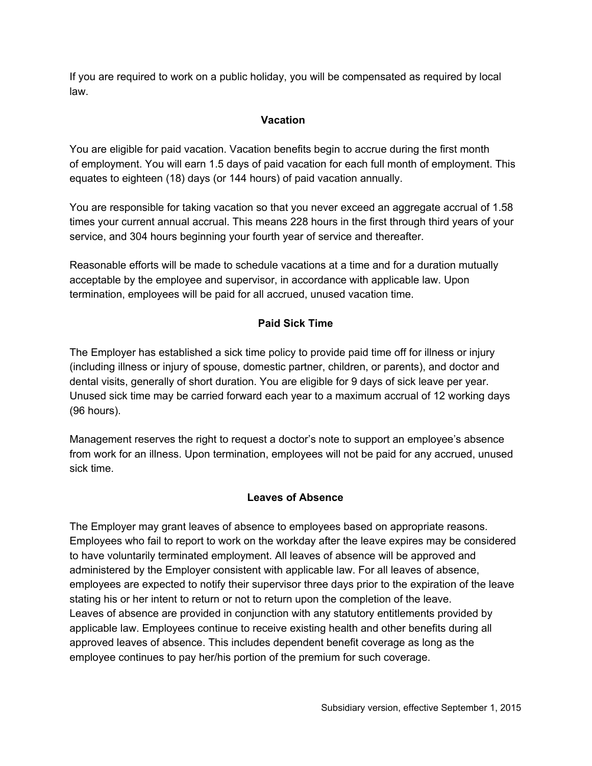If you are required to work on a public holiday, you will be compensated as required by local law.

## Vacation

You are eligible for paid vacation. Vacation benefits begin to accrue during the first month of employment. You will earn 1.5 days of paid vacation for each full month of employment. This equates to eighteen (18) days (or 144 hours) of paid vacation annually.

You are responsible for taking vacation so that you never exceed an aggregate accrual of 1.58 times your current annual accrual. This means 228 hours in the first through third years of your service, and 304 hours beginning your fourth year of service and thereafter.

Reasonable efforts will be made to schedule vacations at a time and for a duration mutually acceptable by the employee and supervisor, in accordance with applicable law. Upon termination, employees will be paid for all accrued, unused vacation time.

## Paid Sick Time

The Employer has established a sick time policy to provide paid time off for illness or injury (including illness or injury of spouse, domestic partner, children, or parents), and doctor and dental visits, generally of short duration. You are eligible for 9 days of sick leave per year. Unused sick time may be carried forward each year to a maximum accrual of 12 working days (96 hours).

Management reserves the right to request a doctor's note to support an employee's absence from work for an illness. Upon termination, employees will not be paid for any accrued, unused sick time.

## Leaves of Absence

The Employer may grant leaves of absence to employees based on appropriate reasons. Employees who fail to report to work on the workday after the leave expires may be considered to have voluntarily terminated employment. All leaves of absence will be approved and administered by the Employer consistent with applicable law. For all leaves of absence, employees are expected to notify their supervisor three days prior to the expiration of the leave stating his or her intent to return or not to return upon the completion of the leave. Leaves of absence are provided in conjunction with any statutory entitlements provided by applicable law. Employees continue to receive existing health and other benefits during all approved leaves of absence. This includes dependent benefit coverage as long as the employee continues to pay her/his portion of the premium for such coverage.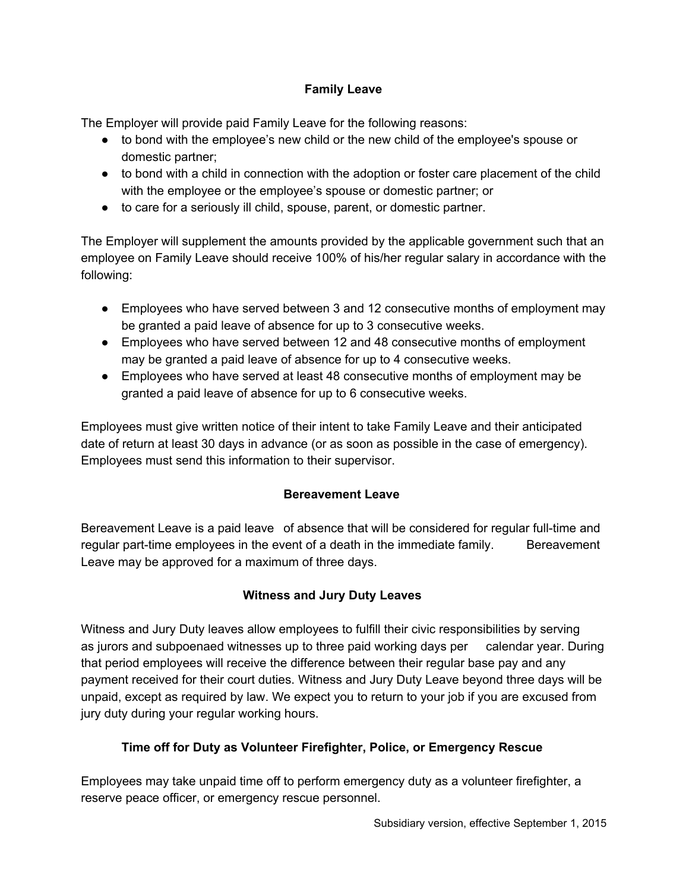## Family Leave

The Employer will provide paid Family Leave for the following reasons:

- to bond with the employee's new child or the new child of the employee's spouse or domestic partner;
- to bond with a child in connection with the adoption or foster care placement of the child with the employee or the employee's spouse or domestic partner; or
- to care for a seriously ill child, spouse, parent, or domestic partner.

The Employer will supplement the amounts provided by the applicable government such that an employee on Family Leave should receive 100% of his/her regular salary in accordance with the following:

- Employees who have served between 3 and 12 consecutive months of employment may be granted a paid leave of absence for up to 3 consecutive weeks.
- Employees who have served between 12 and 48 consecutive months of employment may be granted a paid leave of absence for up to 4 consecutive weeks.
- Employees who have served at least 48 consecutive months of employment may be granted a paid leave of absence for up to 6 consecutive weeks.

Employees must give written notice of their intent to take Family Leave and their anticipated date of return at least 30 days in advance (or as soon as possible in the case of emergency). Employees must send this information to their supervisor.

## Bereavement Leave

Bereavement Leave is a paid leave of absence that will be considered for regular full-time and regular part-time employees in the event of a death in the immediate family. Bereavement Leave may be approved for a maximum of three days.

## Witness and Jury Duty Leaves

Witness and Jury Duty leaves allow employees to fulfill their civic responsibilities by serving as jurors and subpoenaed witnesses up to three paid working days per calendar year. During that period employees will receive the difference between their regular base pay and any payment received for their court duties. Witness and Jury Duty Leave beyond three days will be unpaid, except as required by law. We expect you to return to your job if you are excused from jury duty during your regular working hours.

## Time off for Duty as Volunteer Firefighter, Police, or Emergency Rescue

Employees may take unpaid time off to perform emergency duty as a volunteer firefighter, a reserve peace officer, or emergency rescue personnel.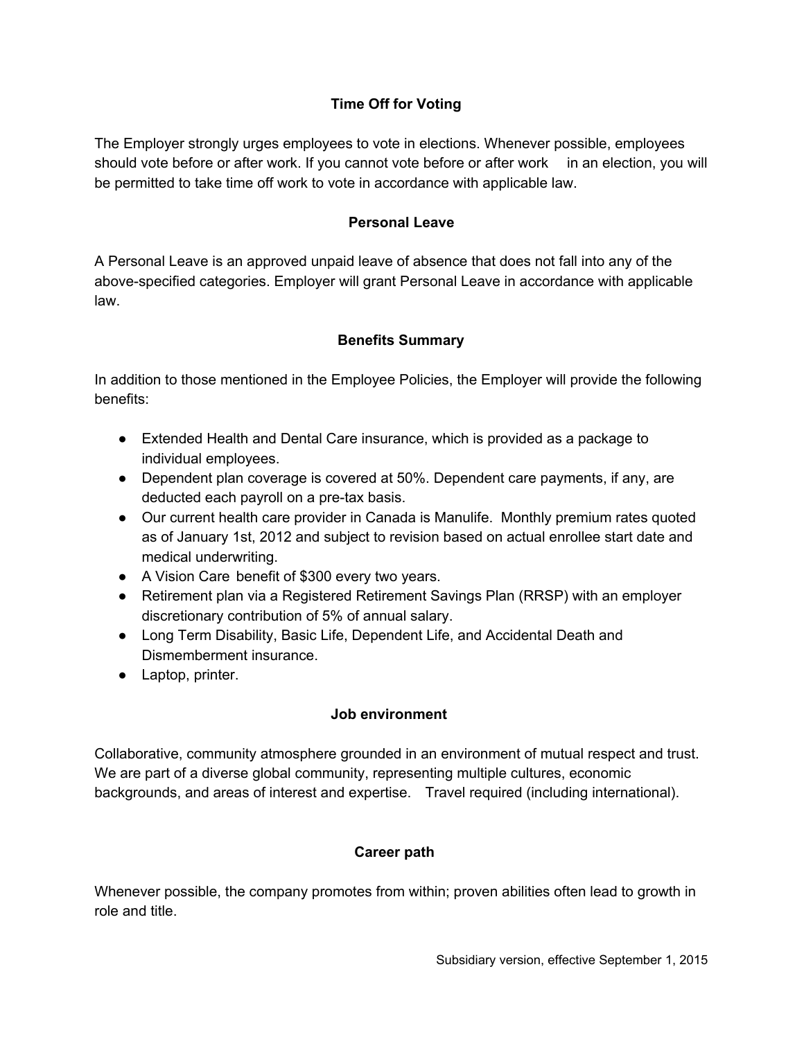## Time Off for Voting

The Employer strongly urges employees to vote in elections. Whenever possible, employees should vote before or after work. If you cannot vote before or after work in an election, you will be permitted to take time off work to vote in accordance with applicable law.

## Personal Leave

A Personal Leave is an approved unpaid leave of absence that does not fall into any of the above-specified categories. Employer will grant Personal Leave in accordance with applicable law.

## Benefits Summary

In addition to those mentioned in the Employee Policies, the Employer will provide the following benefits:

- Extended Health and Dental Care insurance, which is provided as a package to individual employees.
- Dependent plan coverage is covered at 50%. Dependent care payments, if any, are deducted each payroll on a pre-tax basis.
- Our current health care provider in Canada is Manulife. Monthly premium rates quoted as of January 1st, 2012 and subject to revision based on actual enrollee start date and medical underwriting.
- A Vision Care benefit of $300 every two years.
- Retirement plan via a Registered Retirement Savings Plan (RRSP) with an employer discretionary contribution of 5% of annual salary.
- Long Term Disability, Basic Life, Dependent Life, and Accidental Death and Dismemberment insurance.
- Laptop, printer.

## Job environment

Collaborative, community atmosphere grounded in an environment of mutual respect and trust. We are part of a diverse global community, representing multiple cultures, economic backgrounds, and areas of interest and expertise. Travel required (including international).

## Career path

Whenever possible, the company promotes from within; proven abilities often lead to growth in role and title.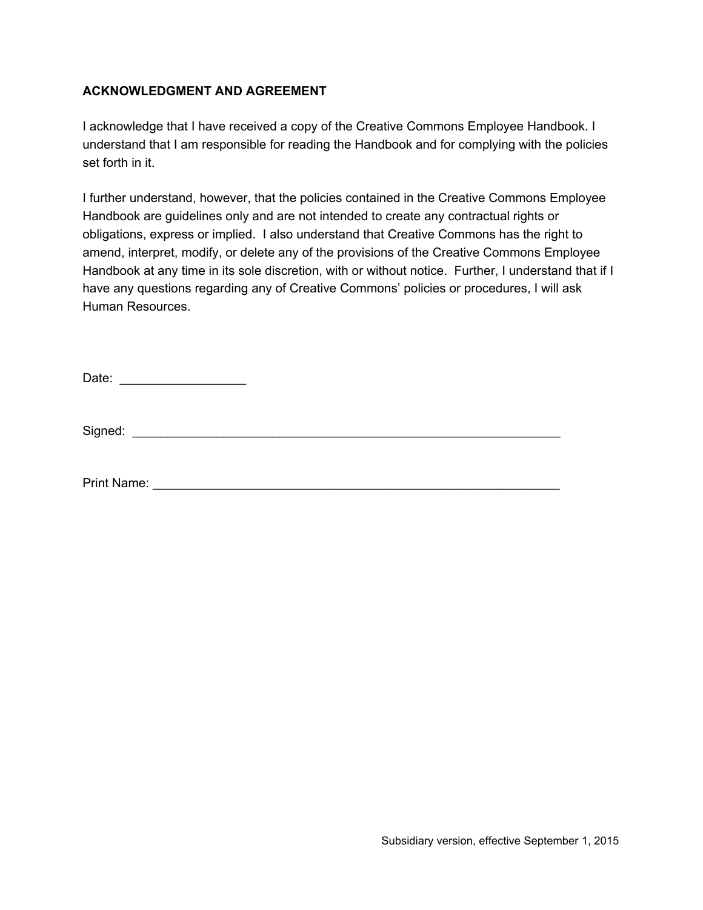**ACKNOWLEDGMENT AND AGREEMENT**

I acknowledge that I have received a copy of the Creative Commons Employee Handbook. I understand that I am responsible for reading the Handbook and for complying with the policies set forth in it.

I further understand, however, that the policies contained in the Creative Commons Employee Handbook are guidelines only and are not intended to create any contractual rights or obligations, express or implied. I also understand that Creative Commons has the right to amend, interpret, modify, or delete any of the provisions of the Creative Commons Employee Handbook at any time in its sole discretion, with or without notice. Further, I understand that if I have any questions regarding any of Creative Commons' policies or procedures, I will ask Human Resources.

Date: __________________

Signed: _________________________________________________________________

Print Name: ______________________________________________________________

Subsidiary version, effective September 1, 2015